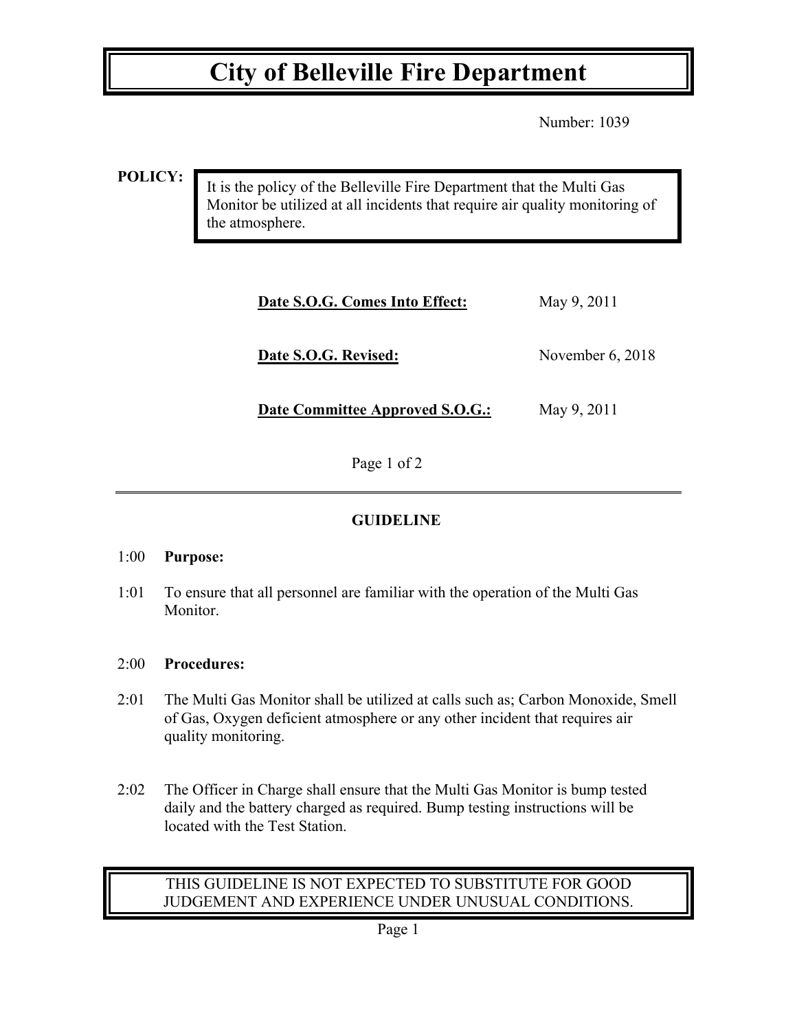# City of Belleville Fire Department

Number: 1039

**POLICY:**

It is the policy of the Belleville Fire Department that the Multi Gas Monitor be utilized at all incidents that require air quality monitoring of the atmosphere.

| | |
|---|---|
| **Date S.O.G. Comes Into Effect:** | May 9, 2011 |
| **Date S.O.G. Revised:** | November 6, 2018 |
| **Date Committee Approved S.O.G.:** | May 9, 2011 |

## GUIDELINE

1:00 **Purpose:**

1:01 To ensure that all personnel are familiar with the operation of the Multi Gas Monitor.

2:00 **Procedures:**

2:01 The Multi Gas Monitor shall be utilized at calls such as; Carbon Monoxide, Smell of Gas, Oxygen deficient atmosphere or any other incident that requires air quality monitoring.

2:02 The Officer in Charge shall ensure that the Multi Gas Monitor is bump tested daily and the battery charged as required. Bump testing instructions will be located with the Test Station.

THIS GUIDELINE IS NOT EXPECTED TO SUBSTITUTE FOR GOOD JUDGEMENT AND EXPERIENCE UNDER UNUSUAL CONDITIONS.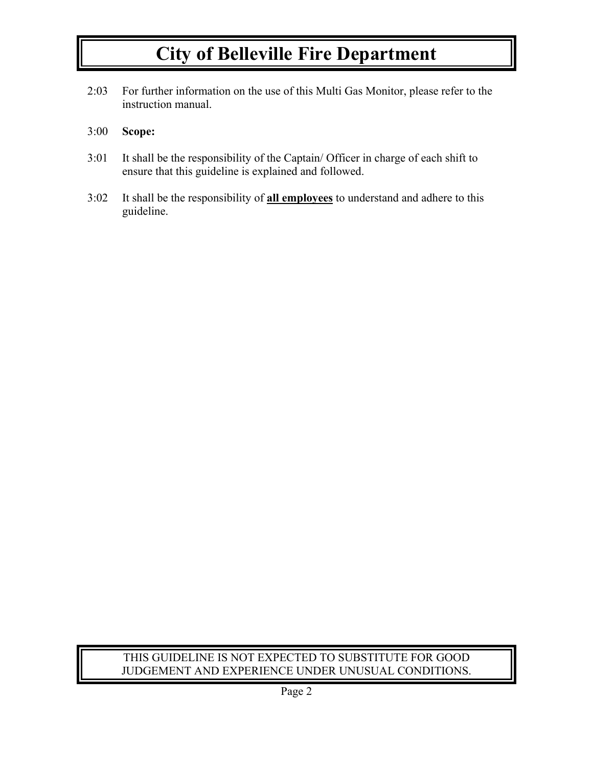2:03 For further information on the use of this Multi Gas Monitor, please refer to the instruction manual.

3:00 **Scope:**

3:01 It shall be the responsibility of the Captain/ Officer in charge of each shift to ensure that this guideline is explained and followed.

3:02 It shall be the responsibility of **<u>all employees</u>** to understand and adhere to this guideline.

THIS GUIDELINE IS NOT EXPECTED TO SUBSTITUTE FOR GOOD JUDGEMENT AND EXPERIENCE UNDER UNUSUAL CONDITIONS.